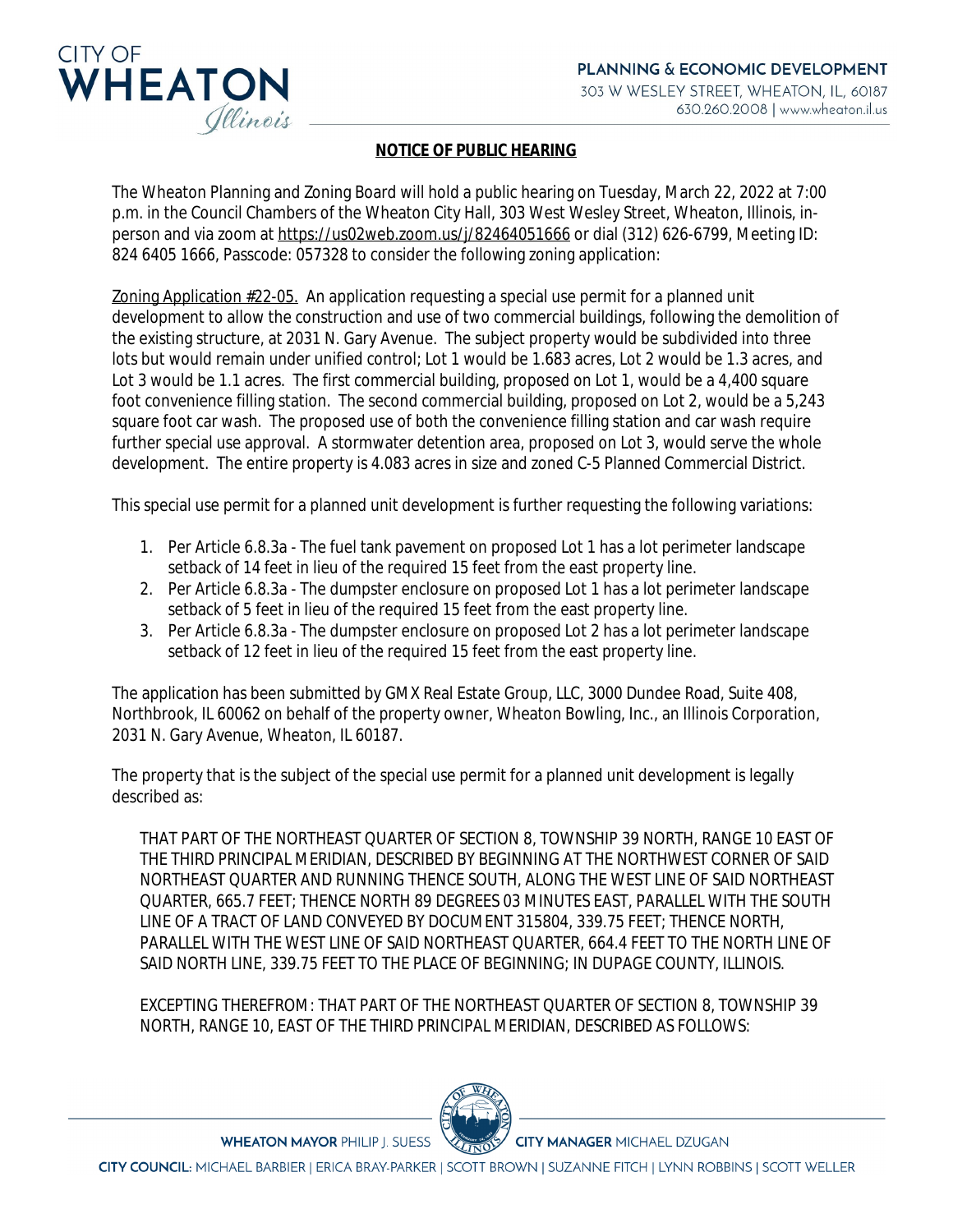**NOTICE OF PUBLIC HEARING**

The Wheaton Planning and Zoning Board will hold a public hearing on Tuesday, March 22, 2022 at 7:00 p.m. in the Council Chambers of the Wheaton City Hall, 303 West Wesley Street, Wheaton, Illinois, in-person and via zoom at https://us02web.zoom.us/j/82464051666 or dial (312) 626-6799, Meeting ID: 824 6405 1666, Passcode: 057328 to consider the following zoning application:

Zoning Application #22-05. An application requesting a special use permit for a planned unit development to allow the construction and use of two commercial buildings, following the demolition of the existing structure, at 2031 N. Gary Avenue. The subject property would be subdivided into three lots but would remain under unified control; Lot 1 would be 1.683 acres, Lot 2 would be 1.3 acres, and Lot 3 would be 1.1 acres. The first commercial building, proposed on Lot 1, would be a 4,400 square foot convenience filling station. The second commercial building, proposed on Lot 2, would be a 5,243 square foot car wash. The proposed use of both the convenience filling station and car wash require further special use approval. A stormwater detention area, proposed on Lot 3, would serve the whole development. The entire property is 4.083 acres in size and zoned C-5 Planned Commercial District.

This special use permit for a planned unit development is further requesting the following variations:

1. Per Article 6.8.3a - The fuel tank pavement on proposed Lot 1 has a lot perimeter landscape setback of 14 feet in lieu of the required 15 feet from the east property line.
2. Per Article 6.8.3a - The dumpster enclosure on proposed Lot 1 has a lot perimeter landscape setback of 5 feet in lieu of the required 15 feet from the east property line.
3. Per Article 6.8.3a - The dumpster enclosure on proposed Lot 2 has a lot perimeter landscape setback of 12 feet in lieu of the required 15 feet from the east property line.

The application has been submitted by GMX Real Estate Group, LLC, 3000 Dundee Road, Suite 408, Northbrook, IL 60062 on behalf of the property owner, Wheaton Bowling, Inc., an Illinois Corporation, 2031 N. Gary Avenue, Wheaton, IL 60187.

The property that is the subject of the special use permit for a planned unit development is legally described as:

THAT PART OF THE NORTHEAST QUARTER OF SECTION 8, TOWNSHIP 39 NORTH, RANGE 10 EAST OF THE THIRD PRINCIPAL MERIDIAN, DESCRIBED BY BEGINNING AT THE NORTHWEST CORNER OF SAID NORTHEAST QUARTER AND RUNNING THENCE SOUTH, ALONG THE WEST LINE OF SAID NORTHEAST QUARTER, 665.7 FEET; THENCE NORTH 89 DEGREES 03 MINUTES EAST, PARALLEL WITH THE SOUTH LINE OF A TRACT OF LAND CONVEYED BY DOCUMENT 315804, 339.75 FEET; THENCE NORTH, PARALLEL WITH THE WEST LINE OF SAID NORTHEAST QUARTER, 664.4 FEET TO THE NORTH LINE OF SAID NORTH LINE, 339.75 FEET TO THE PLACE OF BEGINNING; IN DUPAGE COUNTY, ILLINOIS.

EXCEPTING THEREFROM: THAT PART OF THE NORTHEAST QUARTER OF SECTION 8, TOWNSHIP 39 NORTH, RANGE 10, EAST OF THE THIRD PRINCIPAL MERIDIAN, DESCRIBED AS FOLLOWS: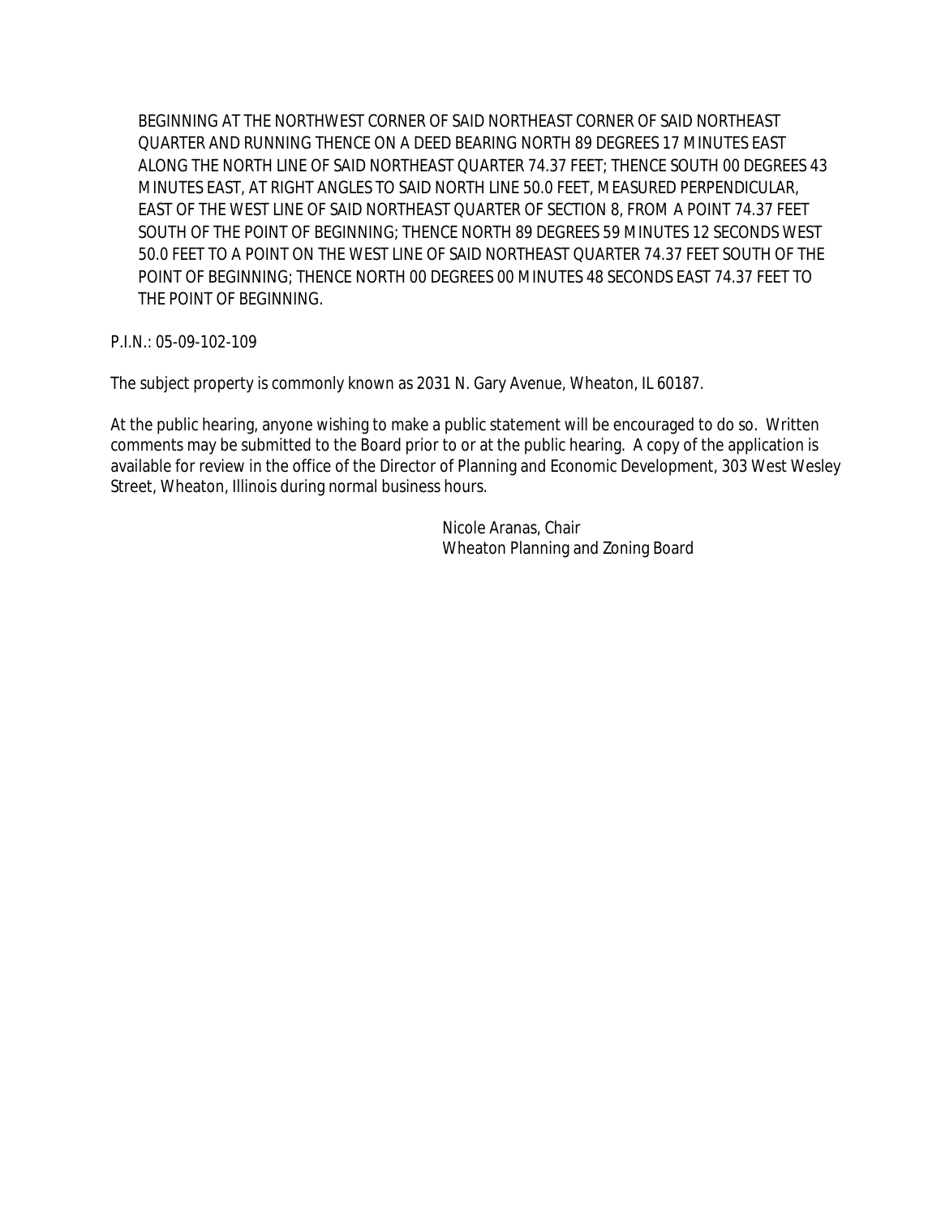BEGINNING AT THE NORTHWEST CORNER OF SAID NORTHEAST CORNER OF SAID NORTHEAST QUARTER AND RUNNING THENCE ON A DEED BEARING NORTH 89 DEGREES 17 MINUTES EAST ALONG THE NORTH LINE OF SAID NORTHEAST QUARTER 74.37 FEET; THENCE SOUTH 00 DEGREES 43 MINUTES EAST, AT RIGHT ANGLES TO SAID NORTH LINE 50.0 FEET, MEASURED PERPENDICULAR, EAST OF THE WEST LINE OF SAID NORTHEAST QUARTER OF SECTION 8, FROM A POINT 74.37 FEET SOUTH OF THE POINT OF BEGINNING; THENCE NORTH 89 DEGREES 59 MINUTES 12 SECONDS WEST 50.0 FEET TO A POINT ON THE WEST LINE OF SAID NORTHEAST QUARTER 74.37 FEET SOUTH OF THE POINT OF BEGINNING; THENCE NORTH 00 DEGREES 00 MINUTES 48 SECONDS EAST 74.37 FEET TO THE POINT OF BEGINNING.

P.I.N.: 05-09-102-109

The subject property is commonly known as 2031 N. Gary Avenue, Wheaton, IL 60187.

At the public hearing, anyone wishing to make a public statement will be encouraged to do so. Written comments may be submitted to the Board prior to or at the public hearing. A copy of the application is available for review in the office of the Director of Planning and Economic Development, 303 West Wesley Street, Wheaton, Illinois during normal business hours.

Nicole Aranas, Chair
Wheaton Planning and Zoning Board